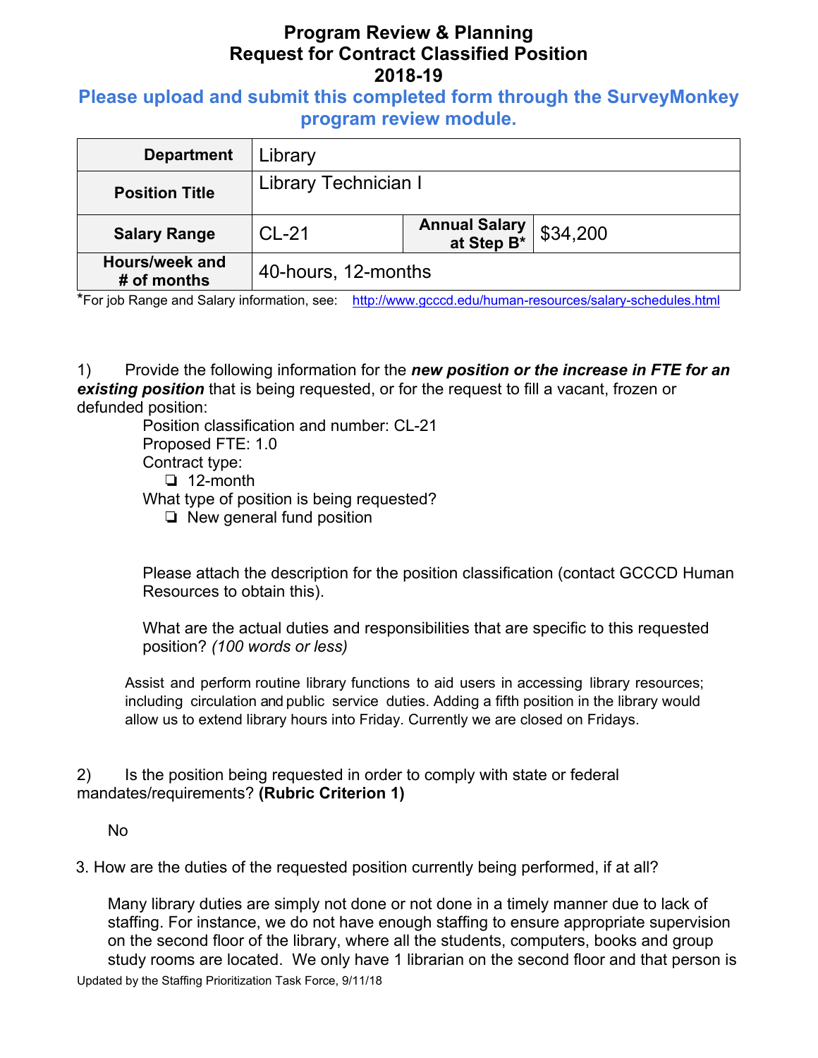# Program Review & Planning
# Request for Contract Classified Position
# 2018-19

## Please upload and submit this completed form through the SurveyMonkey program review module.

| **Department** | Library | | |
|---|---|---|---|
| **Position Title** | Library Technician I | | |
| **Salary Range** | CL-21 | **Annual Salary at Step B*** | $34,200 |
| **Hours/week and # of months** | 40-hours, 12-months | | |

*For job Range and Salary information, see: http://www.gcccd.edu/human-resources/salary-schedules.html

1) Provide the following information for the ***new position or the increase in FTE for an existing position*** that is being requested, or for the request to fill a vacant, frozen or defunded position:

Position classification and number: CL-21
Proposed FTE: 1.0
Contract type:

- ❏ 12-month

What type of position is being requested?

- ❏ New general fund position

Please attach the description for the position classification (contact GCCCD Human Resources to obtain this).

What are the actual duties and responsibilities that are specific to this requested position? *(100 words or less)*

Assist and perform routine library functions to aid users in accessing library resources; including circulation and public service duties. Adding a fifth position in the library would allow us to extend library hours into Friday. Currently we are closed on Fridays.

2) Is the position being requested in order to comply with state or federal mandates/requirements? **(Rubric Criterion 1)**

No

3. How are the duties of the requested position currently being performed, if at all?

Many library duties are simply not done or not done in a timely manner due to lack of staffing. For instance, we do not have enough staffing to ensure appropriate supervision on the second floor of the library, where all the students, computers, books and group study rooms are located. We only have 1 librarian on the second floor and that person is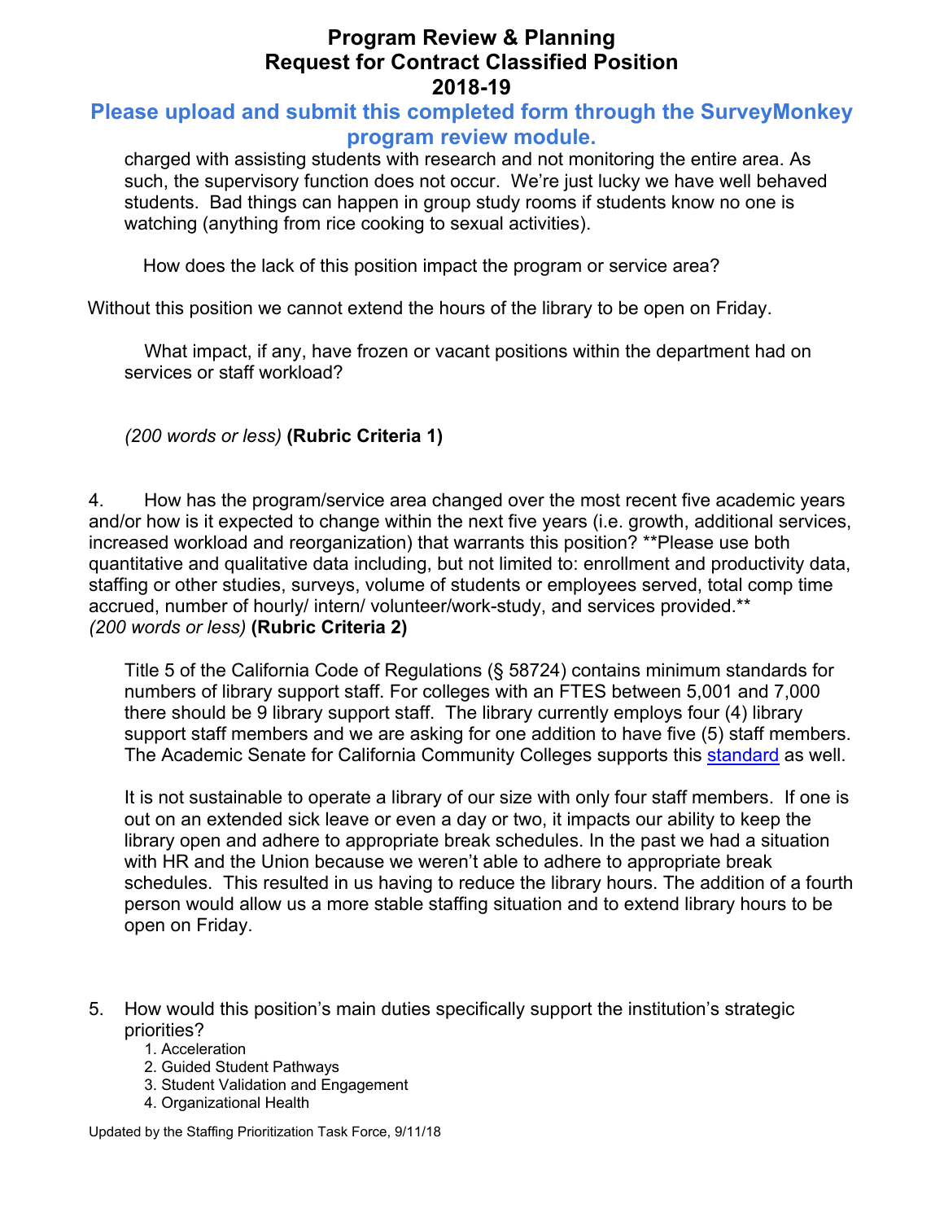charged with assisting students with research and not monitoring the entire area. As such, the supervisory function does not occur. We're just lucky we have well behaved students. Bad things can happen in group study rooms if students know no one is watching (anything from rice cooking to sexual activities).

How does the lack of this position impact the program or service area?

Without this position we cannot extend the hours of the library to be open on Friday.

What impact, if any, have frozen or vacant positions within the department had on services or staff workload?

*(200 words or less)* **(Rubric Criteria 1)**

4. How has the program/service area changed over the most recent five academic years and/or how is it expected to change within the next five years (i.e. growth, additional services, increased workload and reorganization) that warrants this position? **Please use both quantitative and qualitative data including, but not limited to: enrollment and productivity data, staffing or other studies, surveys, volume of students or employees served, total comp time accrued, number of hourly/ intern/ volunteer/work-study, and services provided.**
*(200 words or less)* **(Rubric Criteria 2)**

Title 5 of the California Code of Regulations (§ 58724) contains minimum standards for numbers of library support staff. For colleges with an FTES between 5,001 and 7,000 there should be 9 library support staff. The library currently employs four (4) library support staff members and we are asking for one addition to have five (5) staff members. The Academic Senate for California Community Colleges supports this standard as well.

It is not sustainable to operate a library of our size with only four staff members. If one is out on an extended sick leave or even a day or two, it impacts our ability to keep the library open and adhere to appropriate break schedules. In the past we had a situation with HR and the Union because we weren't able to adhere to appropriate break schedules. This resulted in us having to reduce the library hours. The addition of a fourth person would allow us a more stable staffing situation and to extend library hours to be open on Friday.

5. How would this position's main duties specifically support the institution's strategic priorities?
   1. Acceleration
   2. Guided Student Pathways
   3. Student Validation and Engagement
   4. Organizational Health

Updated by the Staffing Prioritization Task Force, 9/11/18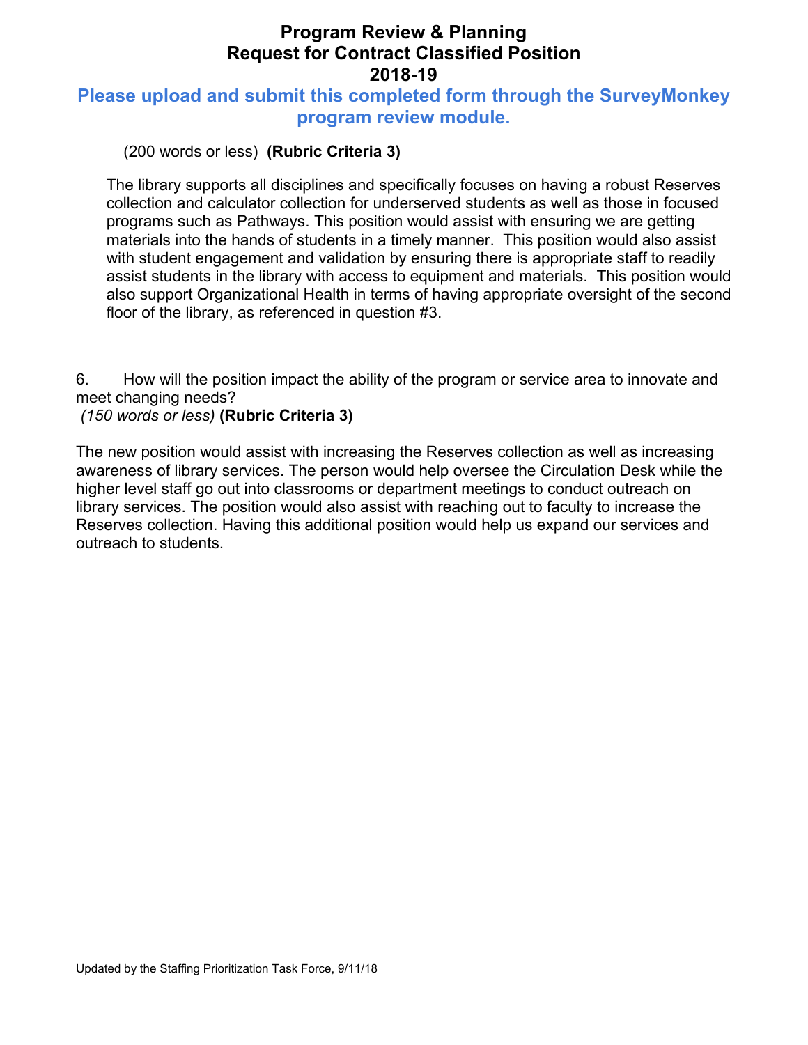# Program Review & Planning
# Request for Contract Classified Position
# 2018-19

**Please upload and submit this completed form through the SurveyMonkey program review module.**

(200 words or less) **(Rubric Criteria 3)**

The library supports all disciplines and specifically focuses on having a robust Reserves collection and calculator collection for underserved students as well as those in focused programs such as Pathways. This position would assist with ensuring we are getting materials into the hands of students in a timely manner. This position would also assist with student engagement and validation by ensuring there is appropriate staff to readily assist students in the library with access to equipment and materials. This position would also support Organizational Health in terms of having appropriate oversight of the second floor of the library, as referenced in question #3.

6. How will the position impact the ability of the program or service area to innovate and meet changing needs?
*(150 words or less)* **(Rubric Criteria 3)**

The new position would assist with increasing the Reserves collection as well as increasing awareness of library services. The person would help oversee the Circulation Desk while the higher level staff go out into classrooms or department meetings to conduct outreach on library services. The position would also assist with reaching out to faculty to increase the Reserves collection. Having this additional position would help us expand our services and outreach to students.

Updated by the Staffing Prioritization Task Force, 9/11/18